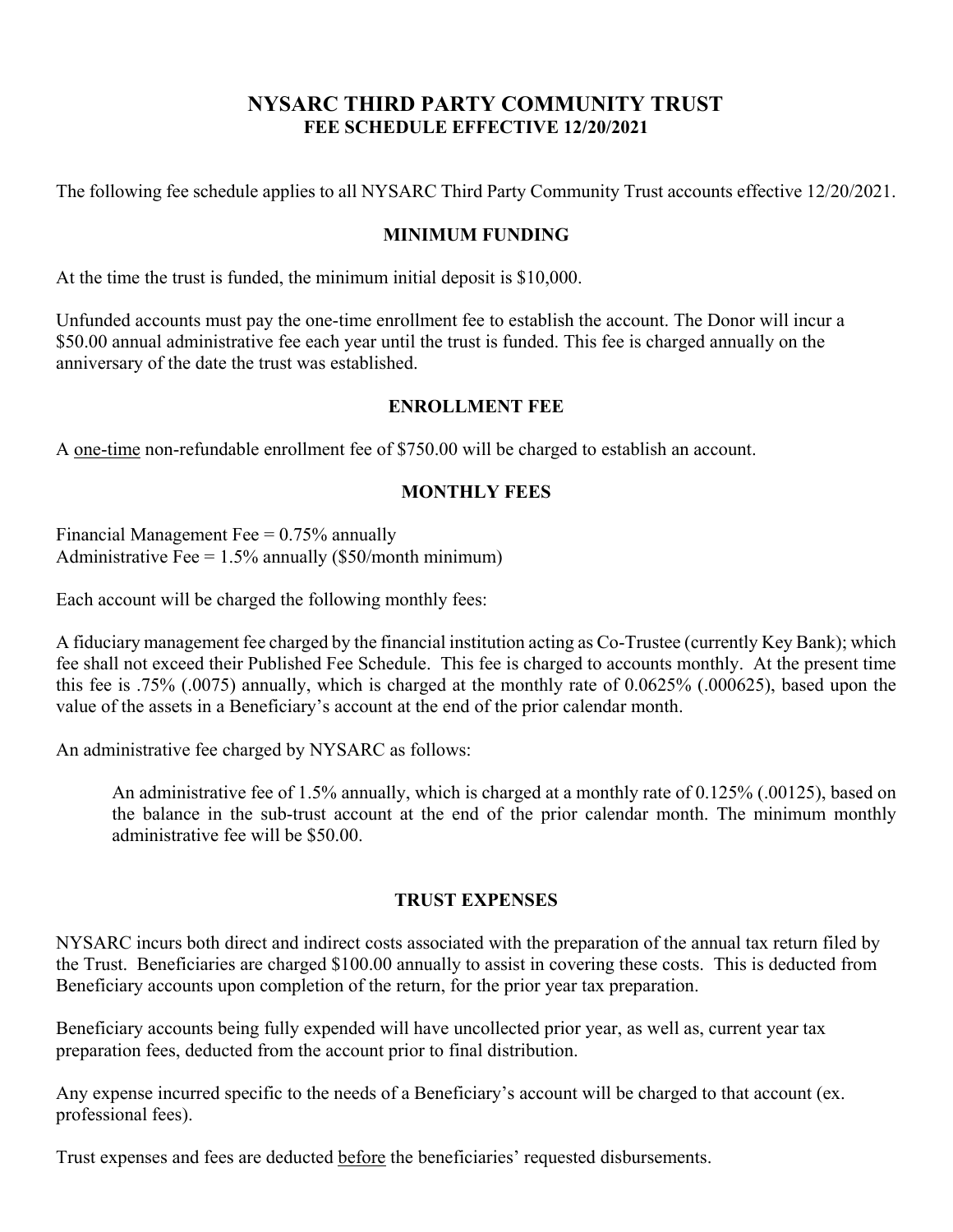# NYSARC THIRD PARTY COMMUNITY TRUST

## FEE SCHEDULE EFFECTIVE 12/20/2021

The following fee schedule applies to all NYSARC Third Party Community Trust accounts effective 12/20/2021.

### MINIMUM FUNDING

At the time the trust is funded, the minimum initial deposit is $10,000.

Unfunded accounts must pay the one-time enrollment fee to establish the account. The Donor will incur a $50.00 annual administrative fee each year until the trust is funded. This fee is charged annually on the anniversary of the date the trust was established.

### ENROLLMENT FEE

A <u>one-time</u> non-refundable enrollment fee of $750.00 will be charged to establish an account.

### MONTHLY FEES

Financial Management Fee = 0.75% annually
Administrative Fee = 1.5% annually ($50/month minimum)

Each account will be charged the following monthly fees:

A fiduciary management fee charged by the financial institution acting as Co-Trustee (currently Key Bank); which fee shall not exceed their Published Fee Schedule. This fee is charged to accounts monthly. At the present time this fee is .75% (.0075) annually, which is charged at the monthly rate of 0.0625% (.000625), based upon the value of the assets in a Beneficiary's account at the end of the prior calendar month.

An administrative fee charged by NYSARC as follows:

> An administrative fee of 1.5% annually, which is charged at a monthly rate of 0.125% (.00125), based on the balance in the sub-trust account at the end of the prior calendar month. The minimum monthly administrative fee will be $50.00.

### TRUST EXPENSES

NYSARC incurs both direct and indirect costs associated with the preparation of the annual tax return filed by the Trust. Beneficiaries are charged $100.00 annually to assist in covering these costs. This is deducted from Beneficiary accounts upon completion of the return, for the prior year tax preparation.

Beneficiary accounts being fully expended will have uncollected prior year, as well as, current year tax preparation fees, deducted from the account prior to final distribution.

Any expense incurred specific to the needs of a Beneficiary's account will be charged to that account (ex. professional fees).

Trust expenses and fees are deducted <u>before</u> the beneficiaries' requested disbursements.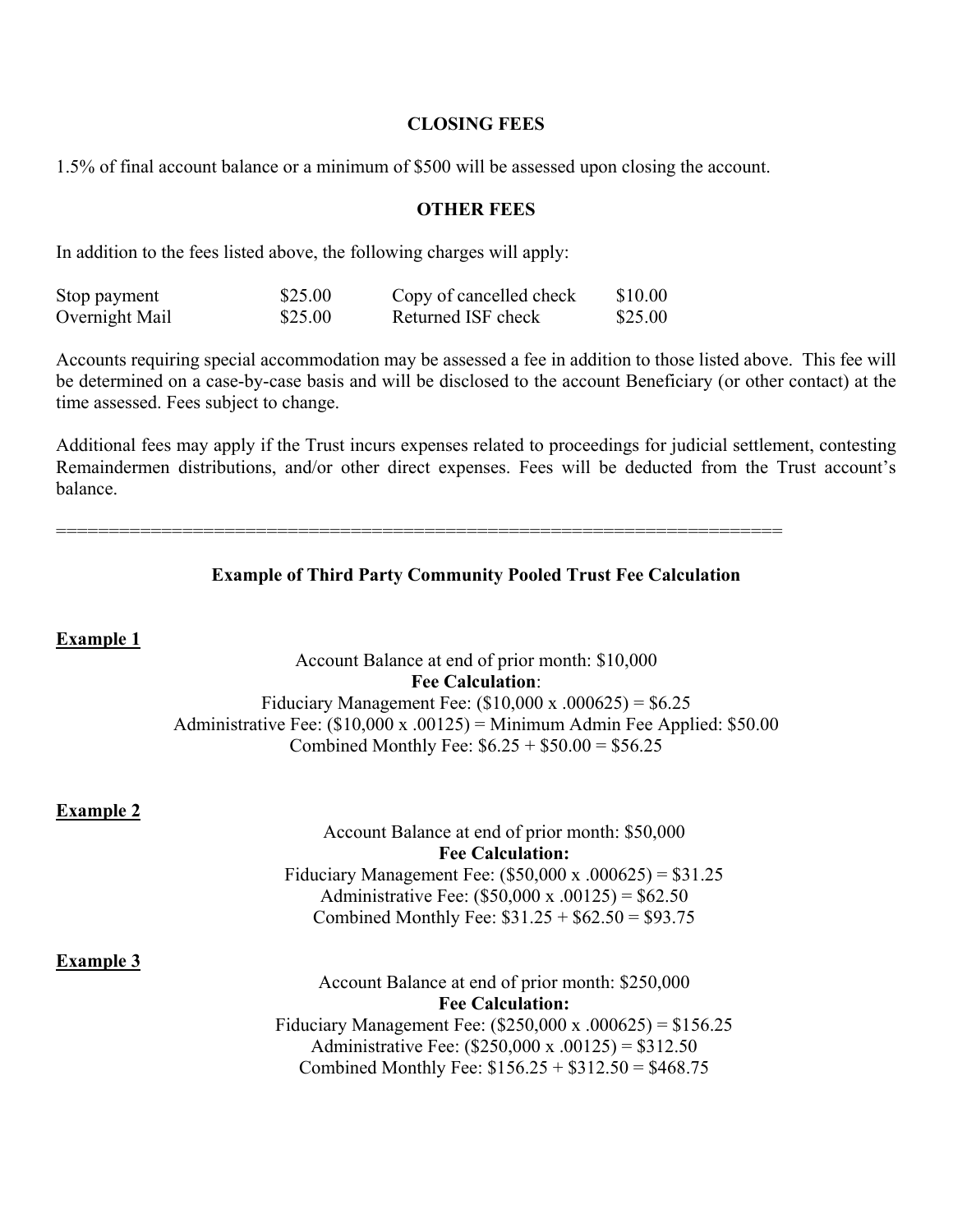## CLOSING FEES

1.5% of final account balance or a minimum of $500 will be assessed upon closing the account.

## OTHER FEES

In addition to the fees listed above, the following charges will apply:

| | | | |
|---|---|---|---|
| Stop payment | $25.00 | Copy of cancelled check | $10.00 |
| Overnight Mail | $25.00 | Returned ISF check | $25.00 |

Accounts requiring special accommodation may be assessed a fee in addition to those listed above. This fee will be determined on a case-by-case basis and will be disclosed to the account Beneficiary (or other contact) at the time assessed. Fees subject to change.

Additional fees may apply if the Trust incurs expenses related to proceedings for judicial settlement, contesting Remaindermen distributions, and/or other direct expenses. Fees will be deducted from the Trust account's balance.

===================================================================

## Example of Third Party Community Pooled Trust Fee Calculation

**Example 1**

Account Balance at end of prior month: $10,000

**Fee Calculation**:

Fiduciary Management Fee: ($10,000 x .000625) = $6.25

Administrative Fee: ($10,000 x .00125) = Minimum Admin Fee Applied: $50.00

Combined Monthly Fee: $6.25 + $50.00 = $56.25

**Example 2**

Account Balance at end of prior month: $50,000

**Fee Calculation:**

Fiduciary Management Fee: ($50,000 x .000625) = $31.25

Administrative Fee: ($50,000 x .00125) = $62.50

Combined Monthly Fee: $31.25 + $62.50 = $93.75

**Example 3**

Account Balance at end of prior month: $250,000

**Fee Calculation:**

Fiduciary Management Fee: ($250,000 x .000625) = $156.25

Administrative Fee: ($250,000 x .00125) = $312.50

Combined Monthly Fee: $156.25 + $312.50 = $468.75